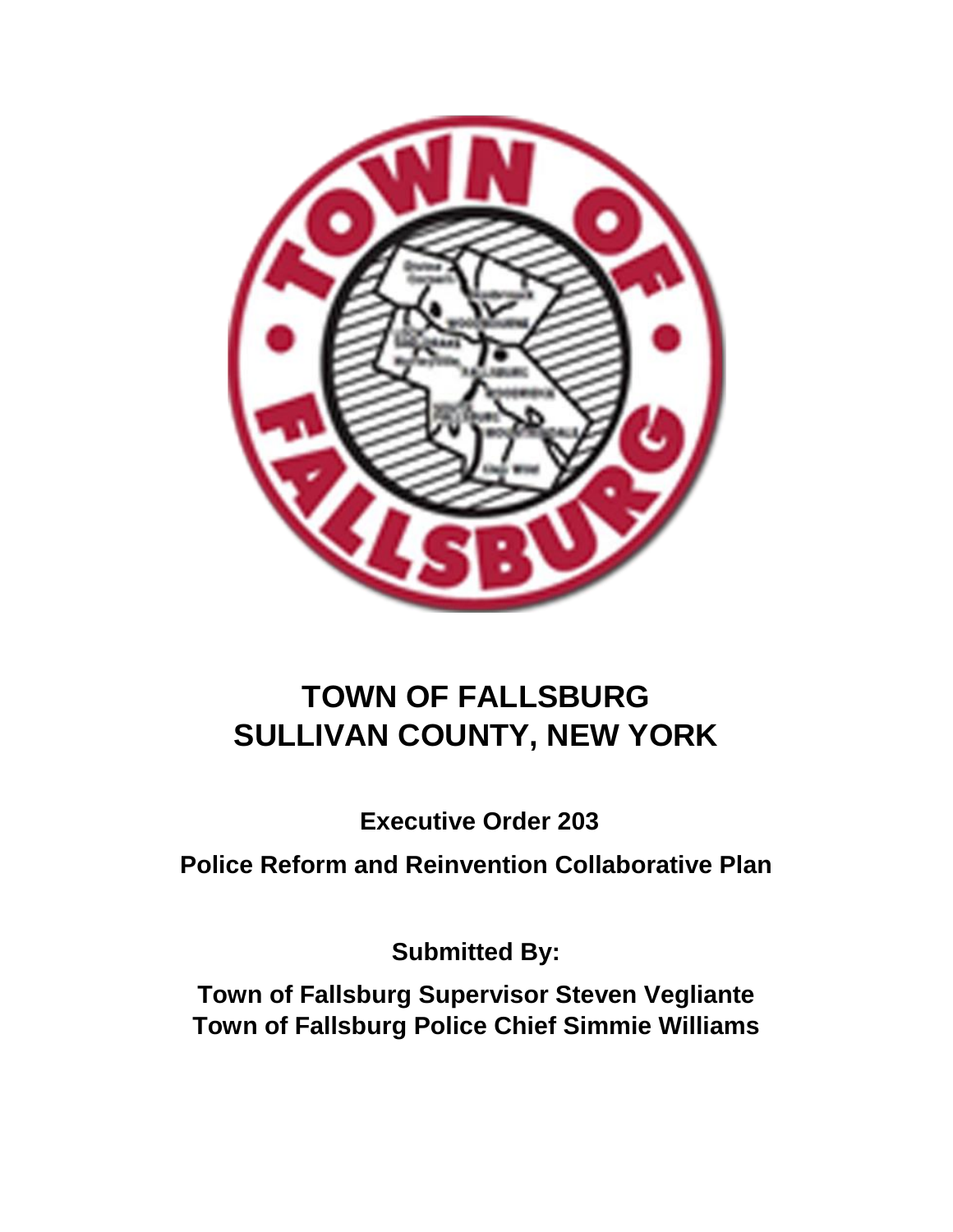# TOWN OF FALLSBURG
# SULLIVAN COUNTY, NEW YORK

**Executive Order 203**

**Police Reform and Reinvention Collaborative Plan**

**Submitted By:**

**Town of Fallsburg Supervisor Steven Vegliante**
**Town of Fallsburg Police Chief Simmie Williams**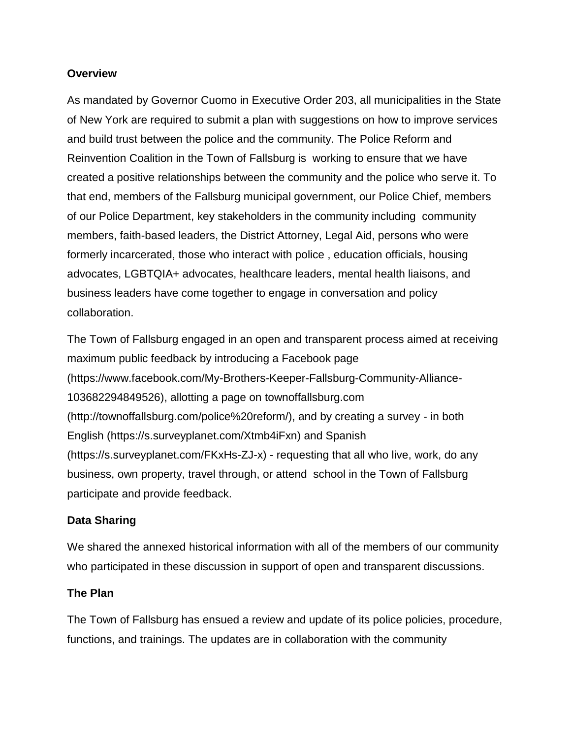**Overview**

As mandated by Governor Cuomo in Executive Order 203, all municipalities in the State of New York are required to submit a plan with suggestions on how to improve services and build trust between the police and the community. The Police Reform and Reinvention Coalition in the Town of Fallsburg is working to ensure that we have created a positive relationships between the community and the police who serve it. To that end, members of the Fallsburg municipal government, our Police Chief, members of our Police Department, key stakeholders in the community including community members, faith-based leaders, the District Attorney, Legal Aid, persons who were formerly incarcerated, those who interact with police , education officials, housing advocates, LGBTQIA+ advocates, healthcare leaders, mental health liaisons, and business leaders have come together to engage in conversation and policy collaboration.

The Town of Fallsburg engaged in an open and transparent process aimed at receiving maximum public feedback by introducing a Facebook page (https://www.facebook.com/My-Brothers-Keeper-Fallsburg-Community-Alliance-103682294849526), allotting a page on townoffallsburg.com (http://townoffallsburg.com/police%20reform/), and by creating a survey - in both English (https://s.surveyplanet.com/Xtmb4iFxn) and Spanish (https://s.surveyplanet.com/FKxHs-ZJ-x) - requesting that all who live, work, do any business, own property, travel through, or attend school in the Town of Fallsburg participate and provide feedback.

**Data Sharing**

We shared the annexed historical information with all of the members of our community who participated in these discussion in support of open and transparent discussions.

**The Plan**

The Town of Fallsburg has ensued a review and update of its police policies, procedure, functions, and trainings. The updates are in collaboration with the community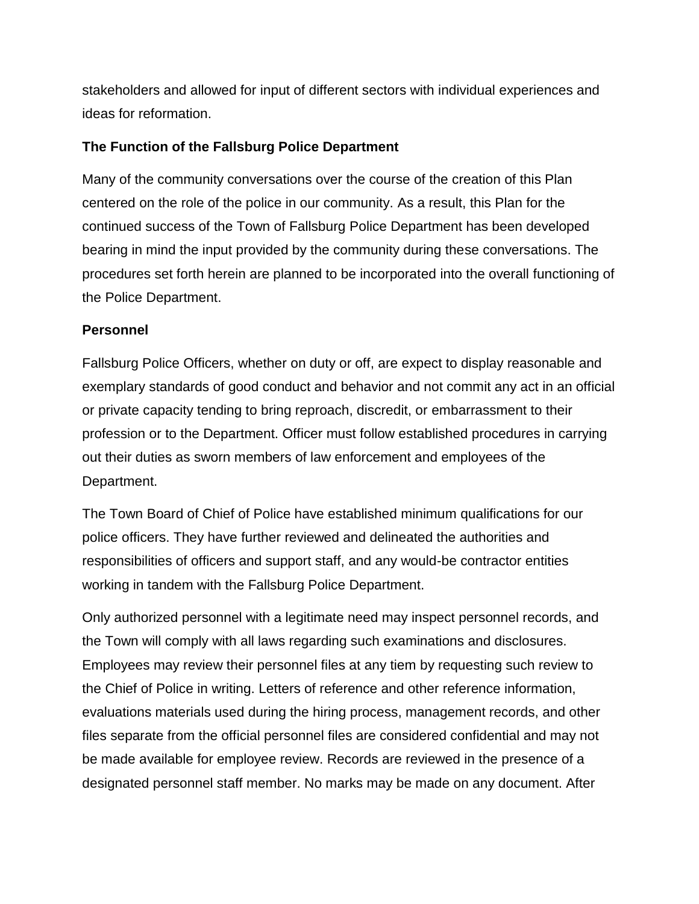stakeholders and allowed for input of different sectors with individual experiences and ideas for reformation.

**The Function of the Fallsburg Police Department**

Many of the community conversations over the course of the creation of this Plan centered on the role of the police in our community. As a result, this Plan for the continued success of the Town of Fallsburg Police Department has been developed bearing in mind the input provided by the community during these conversations. The procedures set forth herein are planned to be incorporated into the overall functioning of the Police Department.

**Personnel**

Fallsburg Police Officers, whether on duty or off, are expect to display reasonable and exemplary standards of good conduct and behavior and not commit any act in an official or private capacity tending to bring reproach, discredit, or embarrassment to their profession or to the Department. Officer must follow established procedures in carrying out their duties as sworn members of law enforcement and employees of the Department.

The Town Board of Chief of Police have established minimum qualifications for our police officers. They have further reviewed and delineated the authorities and responsibilities of officers and support staff, and any would-be contractor entities working in tandem with the Fallsburg Police Department.

Only authorized personnel with a legitimate need may inspect personnel records, and the Town will comply with all laws regarding such examinations and disclosures. Employees may review their personnel files at any tiem by requesting such review to the Chief of Police in writing. Letters of reference and other reference information, evaluations materials used during the hiring process, management records, and other files separate from the official personnel files are considered confidential and may not be made available for employee review. Records are reviewed in the presence of a designated personnel staff member. No marks may be made on any document. After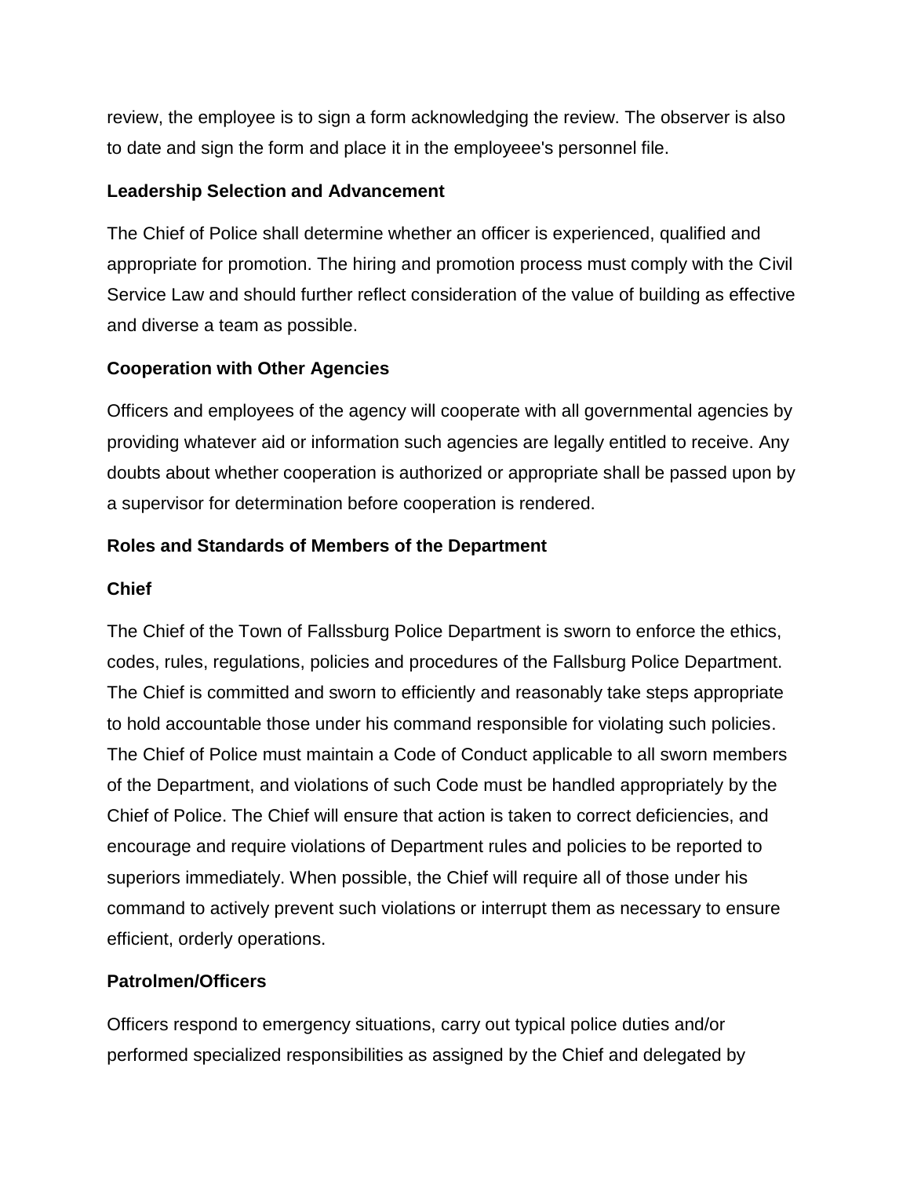review, the employee is to sign a form acknowledging the review. The observer is also to date and sign the form and place it in the employeee's personnel file.

**Leadership Selection and Advancement**

The Chief of Police shall determine whether an officer is experienced, qualified and appropriate for promotion. The hiring and promotion process must comply with the Civil Service Law and should further reflect consideration of the value of building as effective and diverse a team as possible.

**Cooperation with Other Agencies**

Officers and employees of the agency will cooperate with all governmental agencies by providing whatever aid or information such agencies are legally entitled to receive. Any doubts about whether cooperation is authorized or appropriate shall be passed upon by a supervisor for determination before cooperation is rendered.

**Roles and Standards of Members of the Department**

**Chief**

The Chief of the Town of Fallssburg Police Department is sworn to enforce the ethics, codes, rules, regulations, policies and procedures of the Fallsburg Police Department. The Chief is committed and sworn to efficiently and reasonably take steps appropriate to hold accountable those under his command responsible for violating such policies. The Chief of Police must maintain a Code of Conduct applicable to all sworn members of the Department, and violations of such Code must be handled appropriately by the Chief of Police. The Chief will ensure that action is taken to correct deficiencies, and encourage and require violations of Department rules and policies to be reported to superiors immediately. When possible, the Chief will require all of those under his command to actively prevent such violations or interrupt them as necessary to ensure efficient, orderly operations.

**Patrolmen/Officers**

Officers respond to emergency situations, carry out typical police duties and/or performed specialized responsibilities as assigned by the Chief and delegated by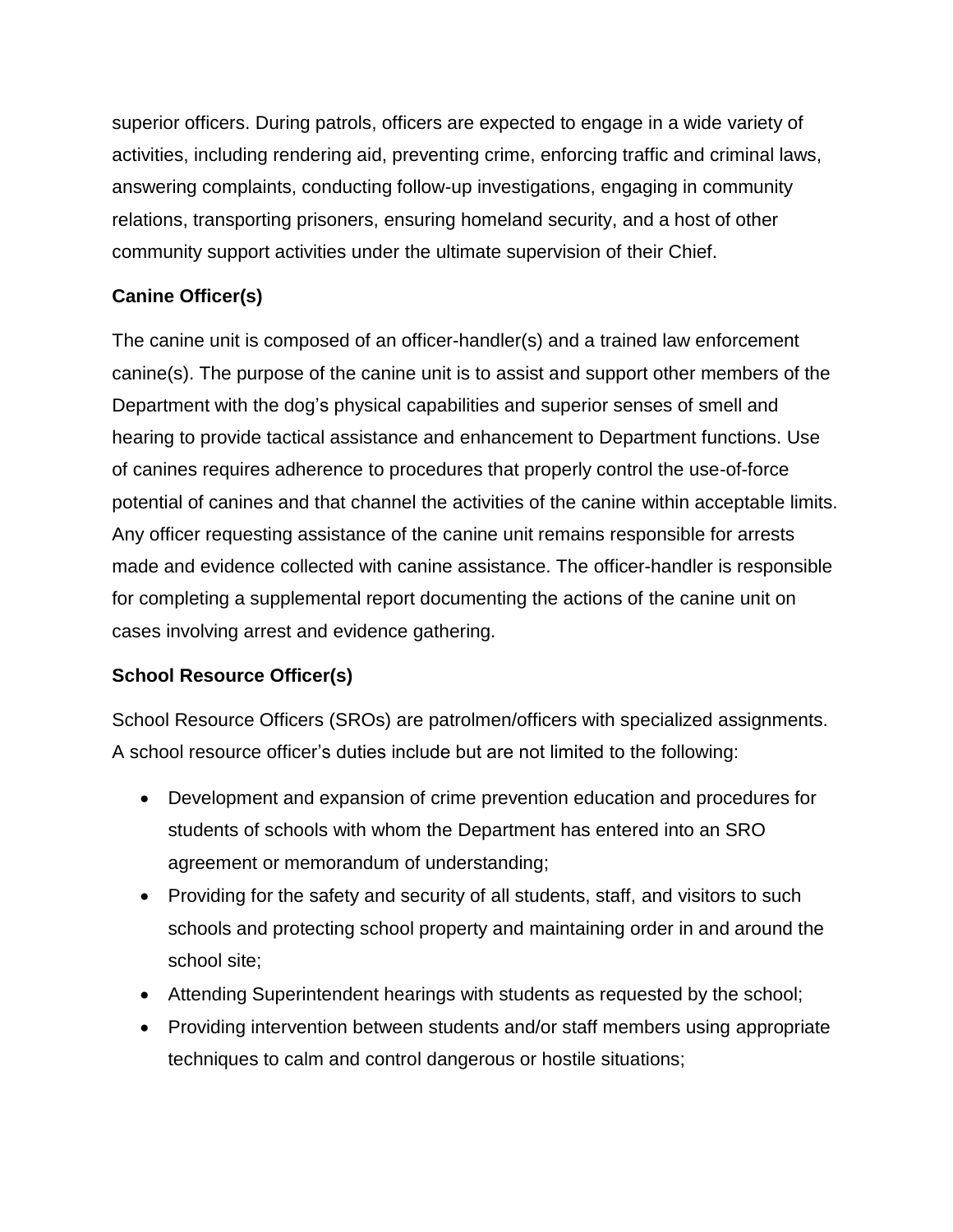superior officers. During patrols, officers are expected to engage in a wide variety of activities, including rendering aid, preventing crime, enforcing traffic and criminal laws, answering complaints, conducting follow-up investigations, engaging in community relations, transporting prisoners, ensuring homeland security, and a host of other community support activities under the ultimate supervision of their Chief.

**Canine Officer(s)**

The canine unit is composed of an officer-handler(s) and a trained law enforcement canine(s). The purpose of the canine unit is to assist and support other members of the Department with the dog's physical capabilities and superior senses of smell and hearing to provide tactical assistance and enhancement to Department functions. Use of canines requires adherence to procedures that properly control the use-of-force potential of canines and that channel the activities of the canine within acceptable limits. Any officer requesting assistance of the canine unit remains responsible for arrests made and evidence collected with canine assistance. The officer-handler is responsible for completing a supplemental report documenting the actions of the canine unit on cases involving arrest and evidence gathering.

**School Resource Officer(s)**

School Resource Officers (SROs) are patrolmen/officers with specialized assignments. A school resource officer's duties include but are not limited to the following:

- Development and expansion of crime prevention education and procedures for students of schools with whom the Department has entered into an SRO agreement or memorandum of understanding;
- Providing for the safety and security of all students, staff, and visitors to such schools and protecting school property and maintaining order in and around the school site;
- Attending Superintendent hearings with students as requested by the school;
- Providing intervention between students and/or staff members using appropriate techniques to calm and control dangerous or hostile situations;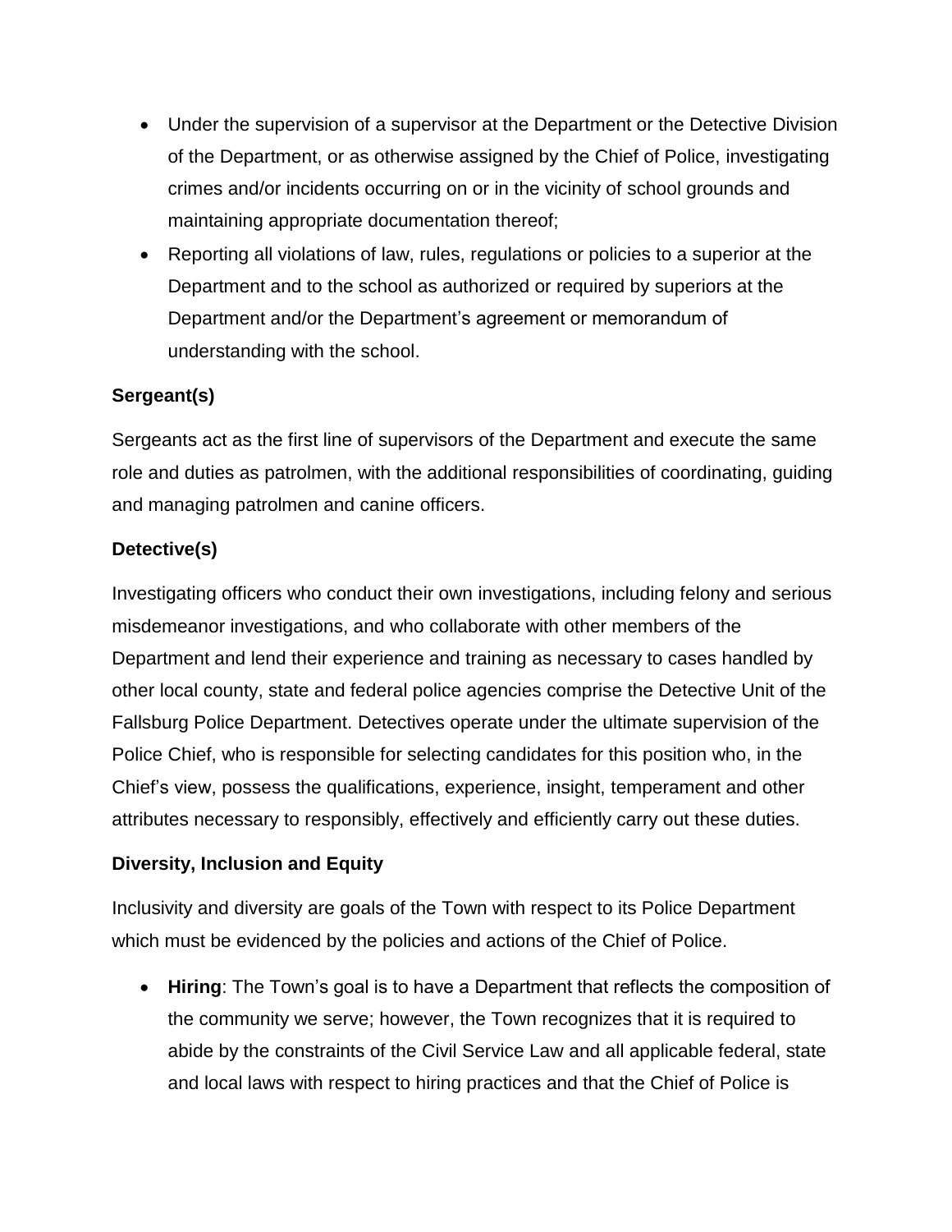- Under the supervision of a supervisor at the Department or the Detective Division of the Department, or as otherwise assigned by the Chief of Police, investigating crimes and/or incidents occurring on or in the vicinity of school grounds and maintaining appropriate documentation thereof;
- Reporting all violations of law, rules, regulations or policies to a superior at the Department and to the school as authorized or required by superiors at the Department and/or the Department's agreement or memorandum of understanding with the school.

**Sergeant(s)**

Sergeants act as the first line of supervisors of the Department and execute the same role and duties as patrolmen, with the additional responsibilities of coordinating, guiding and managing patrolmen and canine officers.

**Detective(s)**

Investigating officers who conduct their own investigations, including felony and serious misdemeanor investigations, and who collaborate with other members of the Department and lend their experience and training as necessary to cases handled by other local county, state and federal police agencies comprise the Detective Unit of the Fallsburg Police Department. Detectives operate under the ultimate supervision of the Police Chief, who is responsible for selecting candidates for this position who, in the Chief's view, possess the qualifications, experience, insight, temperament and other attributes necessary to responsibly, effectively and efficiently carry out these duties.

**Diversity, Inclusion and Equity**

Inclusivity and diversity are goals of the Town with respect to its Police Department which must be evidenced by the policies and actions of the Chief of Police.

- **Hiring**: The Town's goal is to have a Department that reflects the composition of the community we serve; however, the Town recognizes that it is required to abide by the constraints of the Civil Service Law and all applicable federal, state and local laws with respect to hiring practices and that the Chief of Police is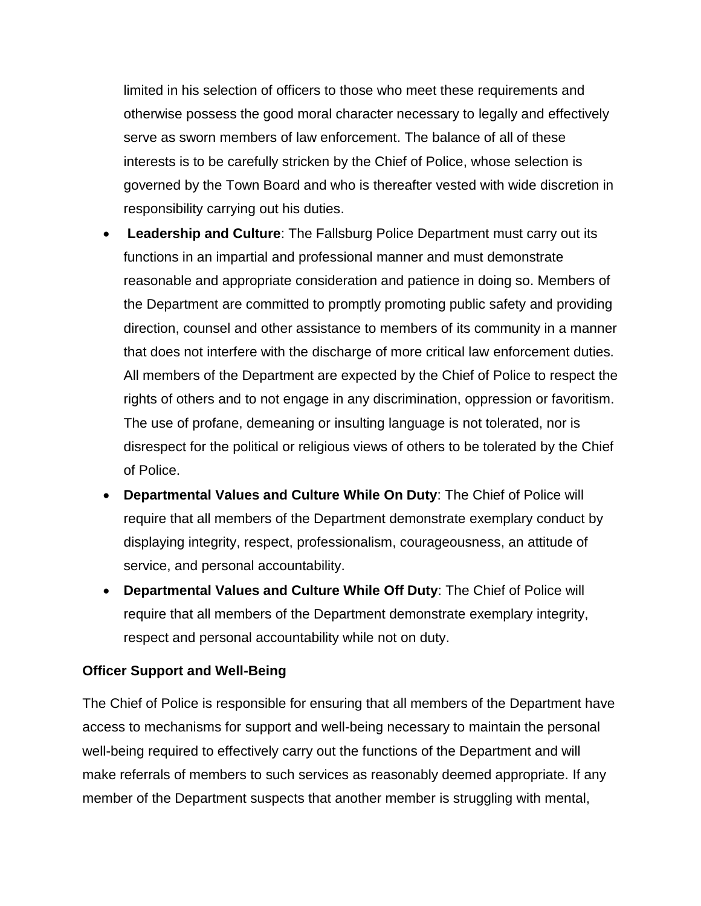limited in his selection of officers to those who meet these requirements and otherwise possess the good moral character necessary to legally and effectively serve as sworn members of law enforcement. The balance of all of these interests is to be carefully stricken by the Chief of Police, whose selection is governed by the Town Board and who is thereafter vested with wide discretion in responsibility carrying out his duties.

- **Leadership and Culture**: The Fallsburg Police Department must carry out its functions in an impartial and professional manner and must demonstrate reasonable and appropriate consideration and patience in doing so. Members of the Department are committed to promptly promoting public safety and providing direction, counsel and other assistance to members of its community in a manner that does not interfere with the discharge of more critical law enforcement duties. All members of the Department are expected by the Chief of Police to respect the rights of others and to not engage in any discrimination, oppression or favoritism. The use of profane, demeaning or insulting language is not tolerated, nor is disrespect for the political or religious views of others to be tolerated by the Chief of Police.
- **Departmental Values and Culture While On Duty**: The Chief of Police will require that all members of the Department demonstrate exemplary conduct by displaying integrity, respect, professionalism, courageousness, an attitude of service, and personal accountability.
- **Departmental Values and Culture While Off Duty**: The Chief of Police will require that all members of the Department demonstrate exemplary integrity, respect and personal accountability while not on duty.

**Officer Support and Well-Being**

The Chief of Police is responsible for ensuring that all members of the Department have access to mechanisms for support and well-being necessary to maintain the personal well-being required to effectively carry out the functions of the Department and will make referrals of members to such services as reasonably deemed appropriate. If any member of the Department suspects that another member is struggling with mental,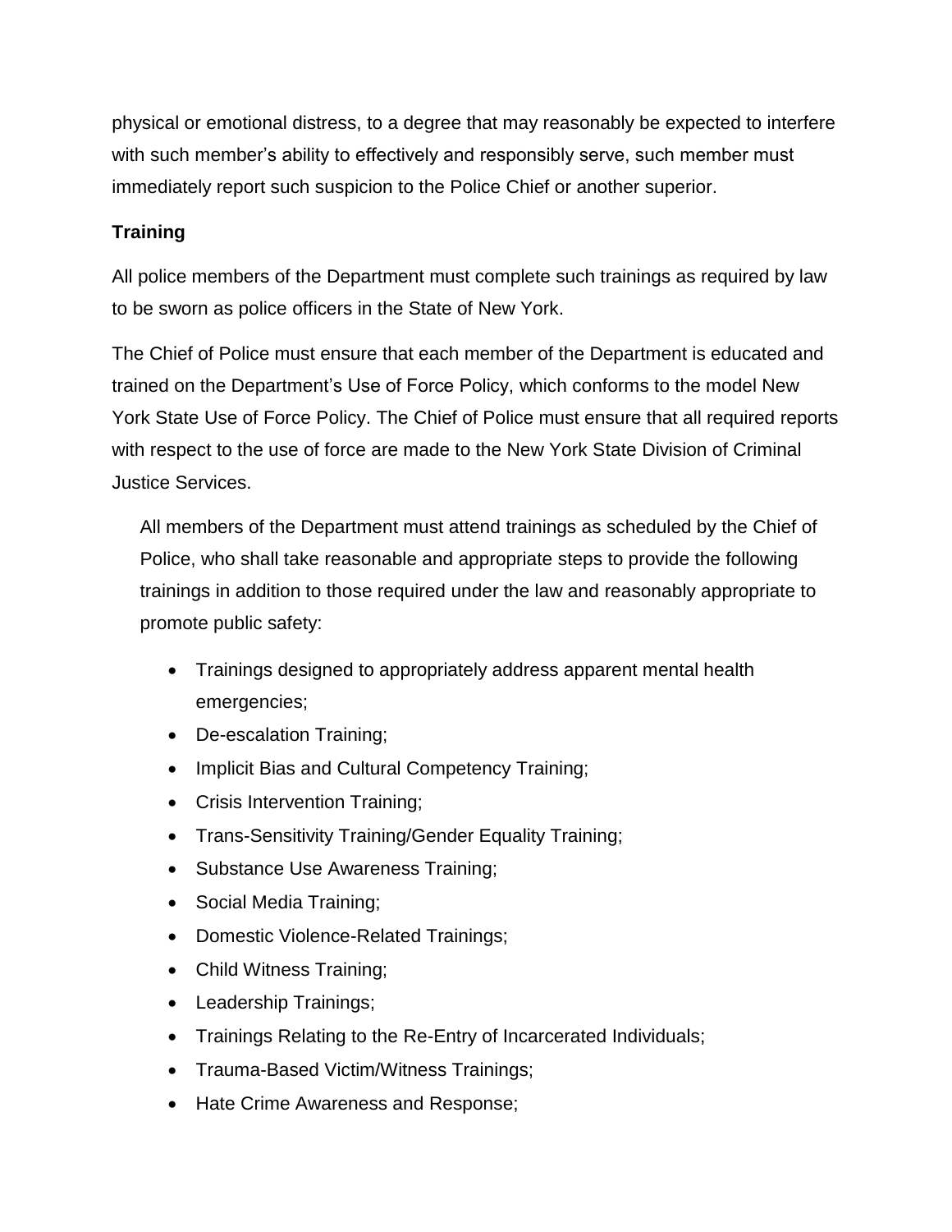physical or emotional distress, to a degree that may reasonably be expected to interfere with such member's ability to effectively and responsibly serve, such member must immediately report such suspicion to the Police Chief or another superior.

**Training**

All police members of the Department must complete such trainings as required by law to be sworn as police officers in the State of New York.

The Chief of Police must ensure that each member of the Department is educated and trained on the Department's Use of Force Policy, which conforms to the model New York State Use of Force Policy. The Chief of Police must ensure that all required reports with respect to the use of force are made to the New York State Division of Criminal Justice Services.

All members of the Department must attend trainings as scheduled by the Chief of Police, who shall take reasonable and appropriate steps to provide the following trainings in addition to those required under the law and reasonably appropriate to promote public safety:

- Trainings designed to appropriately address apparent mental health emergencies;
- De-escalation Training;
- Implicit Bias and Cultural Competency Training;
- Crisis Intervention Training;
- Trans-Sensitivity Training/Gender Equality Training;
- Substance Use Awareness Training;
- Social Media Training;
- Domestic Violence-Related Trainings;
- Child Witness Training;
- Leadership Trainings;
- Trainings Relating to the Re-Entry of Incarcerated Individuals;
- Trauma-Based Victim/Witness Trainings;
- Hate Crime Awareness and Response;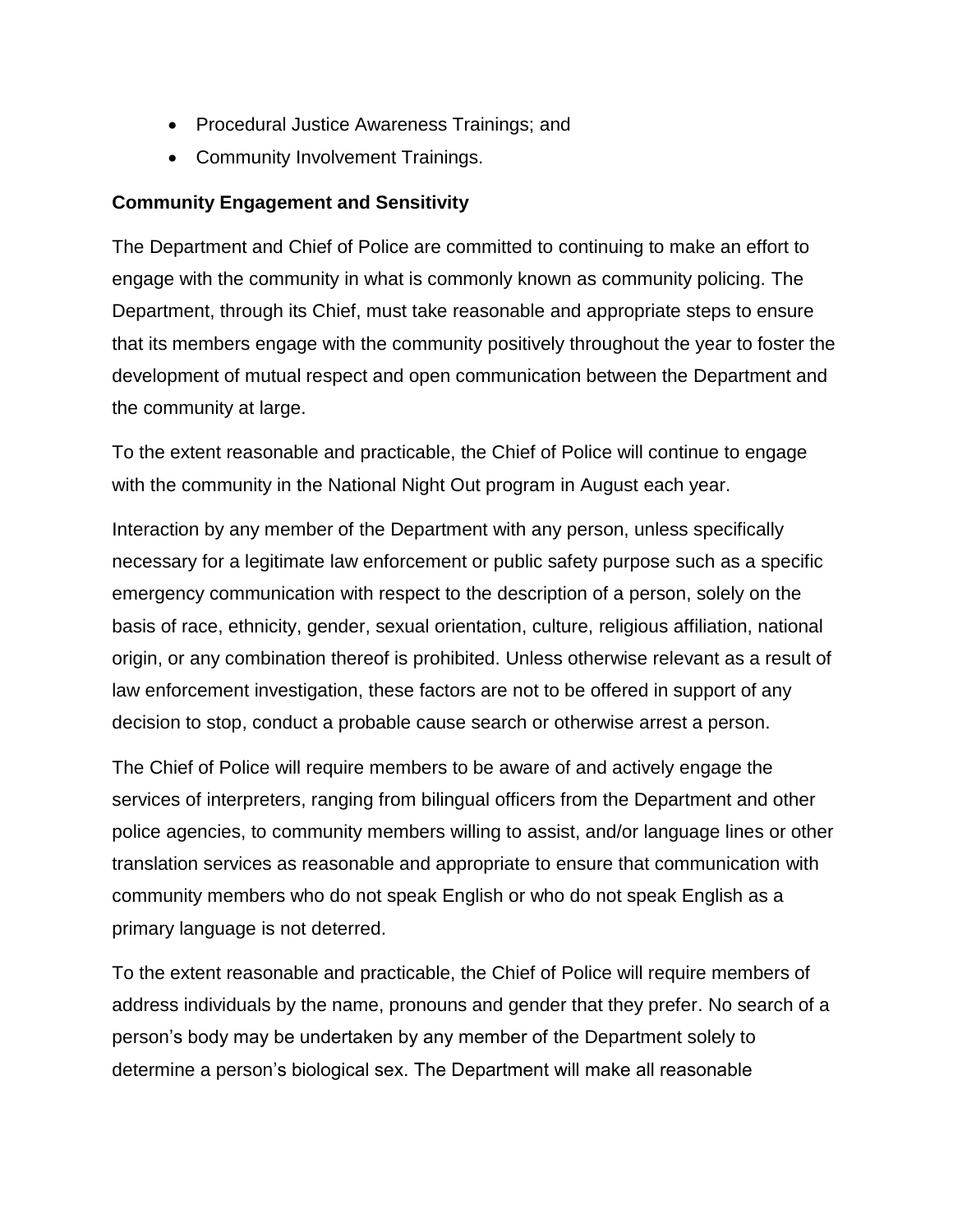- Procedural Justice Awareness Trainings; and
- Community Involvement Trainings.

**Community Engagement and Sensitivity**

The Department and Chief of Police are committed to continuing to make an effort to engage with the community in what is commonly known as community policing. The Department, through its Chief, must take reasonable and appropriate steps to ensure that its members engage with the community positively throughout the year to foster the development of mutual respect and open communication between the Department and the community at large.

To the extent reasonable and practicable, the Chief of Police will continue to engage with the community in the National Night Out program in August each year.

Interaction by any member of the Department with any person, unless specifically necessary for a legitimate law enforcement or public safety purpose such as a specific emergency communication with respect to the description of a person, solely on the basis of race, ethnicity, gender, sexual orientation, culture, religious affiliation, national origin, or any combination thereof is prohibited. Unless otherwise relevant as a result of law enforcement investigation, these factors are not to be offered in support of any decision to stop, conduct a probable cause search or otherwise arrest a person.

The Chief of Police will require members to be aware of and actively engage the services of interpreters, ranging from bilingual officers from the Department and other police agencies, to community members willing to assist, and/or language lines or other translation services as reasonable and appropriate to ensure that communication with community members who do not speak English or who do not speak English as a primary language is not deterred.

To the extent reasonable and practicable, the Chief of Police will require members of address individuals by the name, pronouns and gender that they prefer. No search of a person's body may be undertaken by any member of the Department solely to determine a person's biological sex. The Department will make all reasonable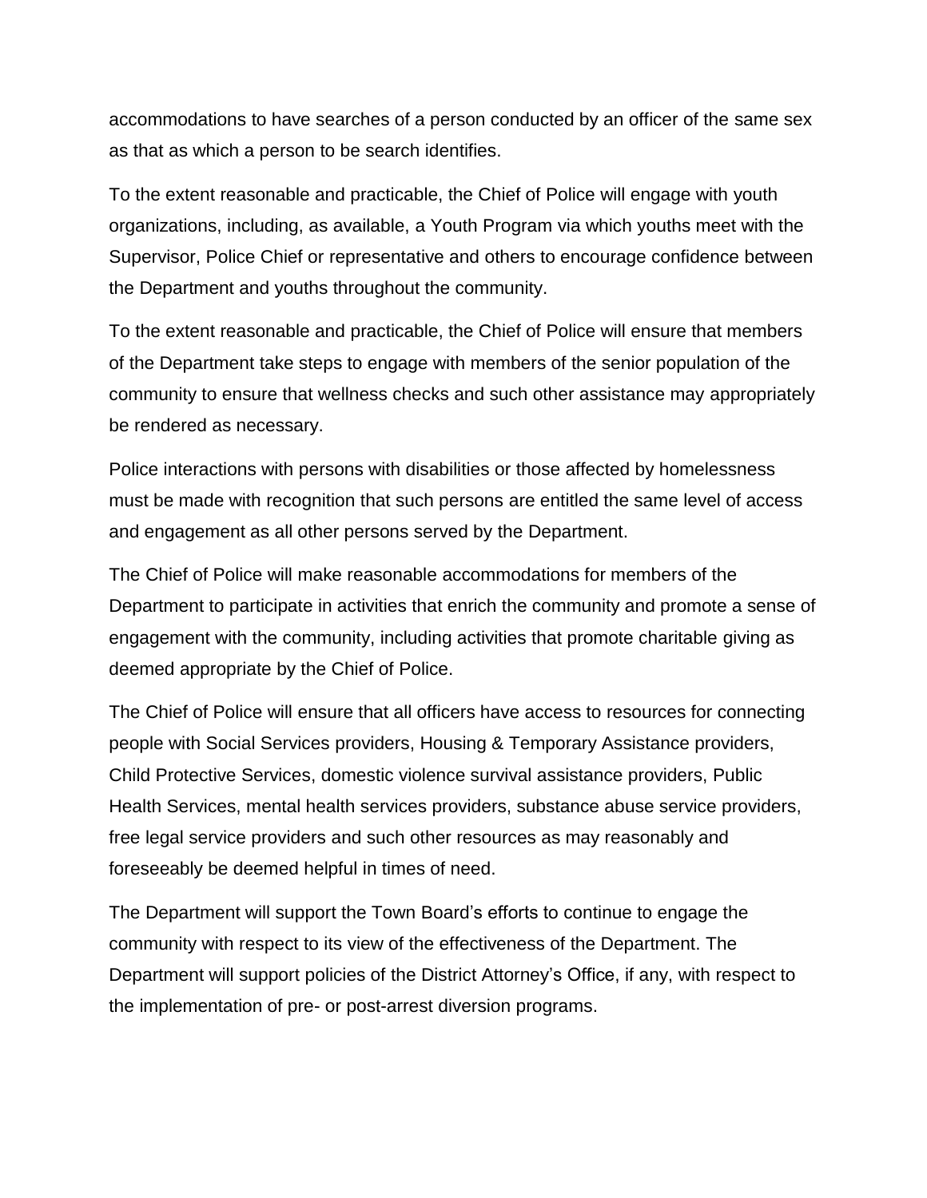accommodations to have searches of a person conducted by an officer of the same sex as that as which a person to be search identifies.

To the extent reasonable and practicable, the Chief of Police will engage with youth organizations, including, as available, a Youth Program via which youths meet with the Supervisor, Police Chief or representative and others to encourage confidence between the Department and youths throughout the community.

To the extent reasonable and practicable, the Chief of Police will ensure that members of the Department take steps to engage with members of the senior population of the community to ensure that wellness checks and such other assistance may appropriately be rendered as necessary.

Police interactions with persons with disabilities or those affected by homelessness must be made with recognition that such persons are entitled the same level of access and engagement as all other persons served by the Department.

The Chief of Police will make reasonable accommodations for members of the Department to participate in activities that enrich the community and promote a sense of engagement with the community, including activities that promote charitable giving as deemed appropriate by the Chief of Police.

The Chief of Police will ensure that all officers have access to resources for connecting people with Social Services providers, Housing & Temporary Assistance providers, Child Protective Services, domestic violence survival assistance providers, Public Health Services, mental health services providers, substance abuse service providers, free legal service providers and such other resources as may reasonably and foreseeably be deemed helpful in times of need.

The Department will support the Town Board's efforts to continue to engage the community with respect to its view of the effectiveness of the Department. The Department will support policies of the District Attorney's Office, if any, with respect to the implementation of pre- or post-arrest diversion programs.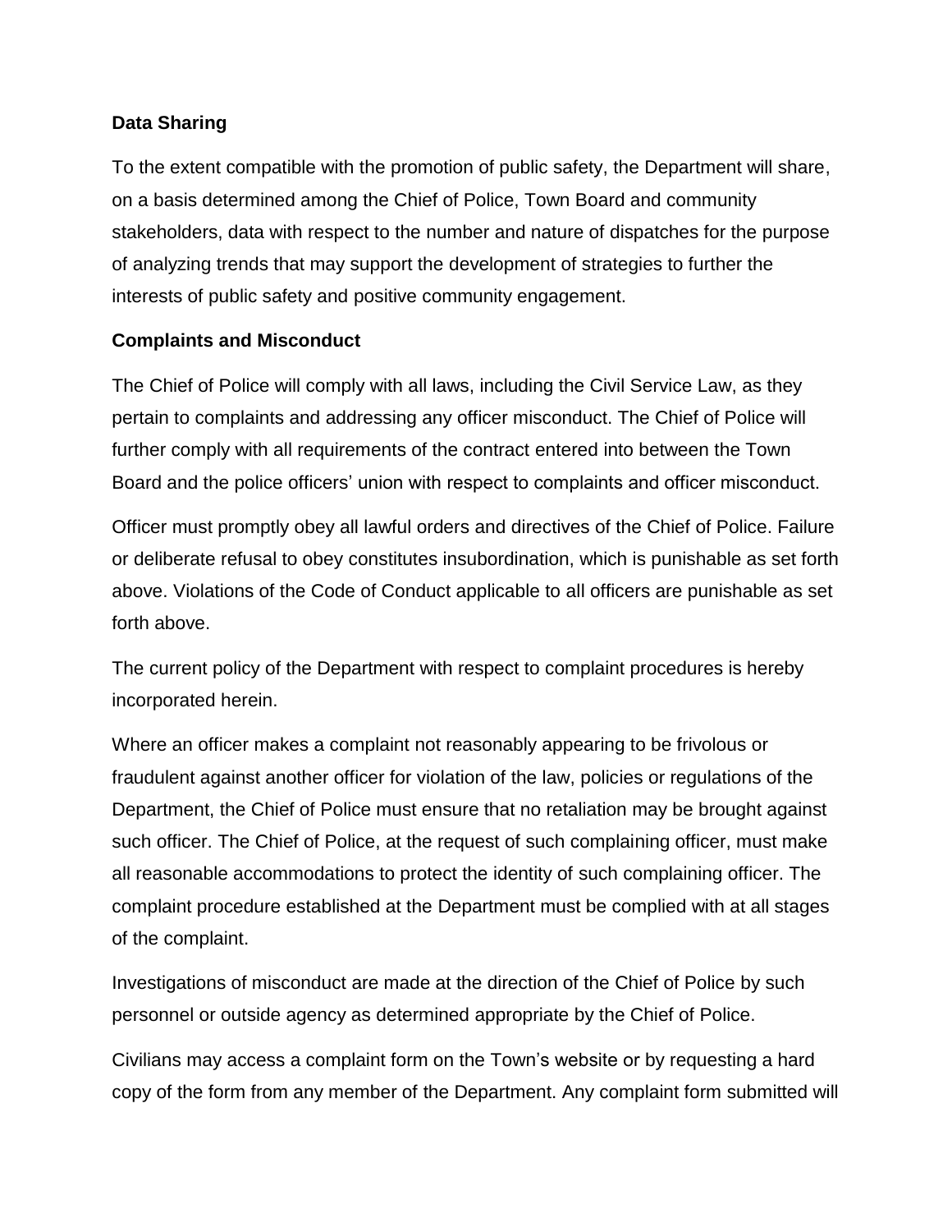**Data Sharing**

To the extent compatible with the promotion of public safety, the Department will share, on a basis determined among the Chief of Police, Town Board and community stakeholders, data with respect to the number and nature of dispatches for the purpose of analyzing trends that may support the development of strategies to further the interests of public safety and positive community engagement.

**Complaints and Misconduct**

The Chief of Police will comply with all laws, including the Civil Service Law, as they pertain to complaints and addressing any officer misconduct. The Chief of Police will further comply with all requirements of the contract entered into between the Town Board and the police officers' union with respect to complaints and officer misconduct.

Officer must promptly obey all lawful orders and directives of the Chief of Police. Failure or deliberate refusal to obey constitutes insubordination, which is punishable as set forth above. Violations of the Code of Conduct applicable to all officers are punishable as set forth above.

The current policy of the Department with respect to complaint procedures is hereby incorporated herein.

Where an officer makes a complaint not reasonably appearing to be frivolous or fraudulent against another officer for violation of the law, policies or regulations of the Department, the Chief of Police must ensure that no retaliation may be brought against such officer. The Chief of Police, at the request of such complaining officer, must make all reasonable accommodations to protect the identity of such complaining officer. The complaint procedure established at the Department must be complied with at all stages of the complaint.

Investigations of misconduct are made at the direction of the Chief of Police by such personnel or outside agency as determined appropriate by the Chief of Police.

Civilians may access a complaint form on the Town's website or by requesting a hard copy of the form from any member of the Department. Any complaint form submitted will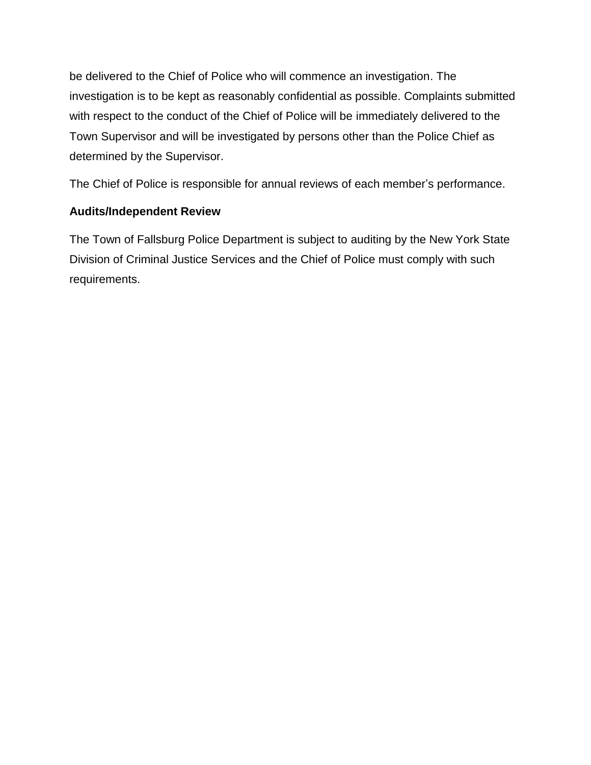be delivered to the Chief of Police who will commence an investigation. The investigation is to be kept as reasonably confidential as possible. Complaints submitted with respect to the conduct of the Chief of Police will be immediately delivered to the Town Supervisor and will be investigated by persons other than the Police Chief as determined by the Supervisor.

The Chief of Police is responsible for annual reviews of each member's performance.

**Audits/Independent Review**

The Town of Fallsburg Police Department is subject to auditing by the New York State Division of Criminal Justice Services and the Chief of Police must comply with such requirements.